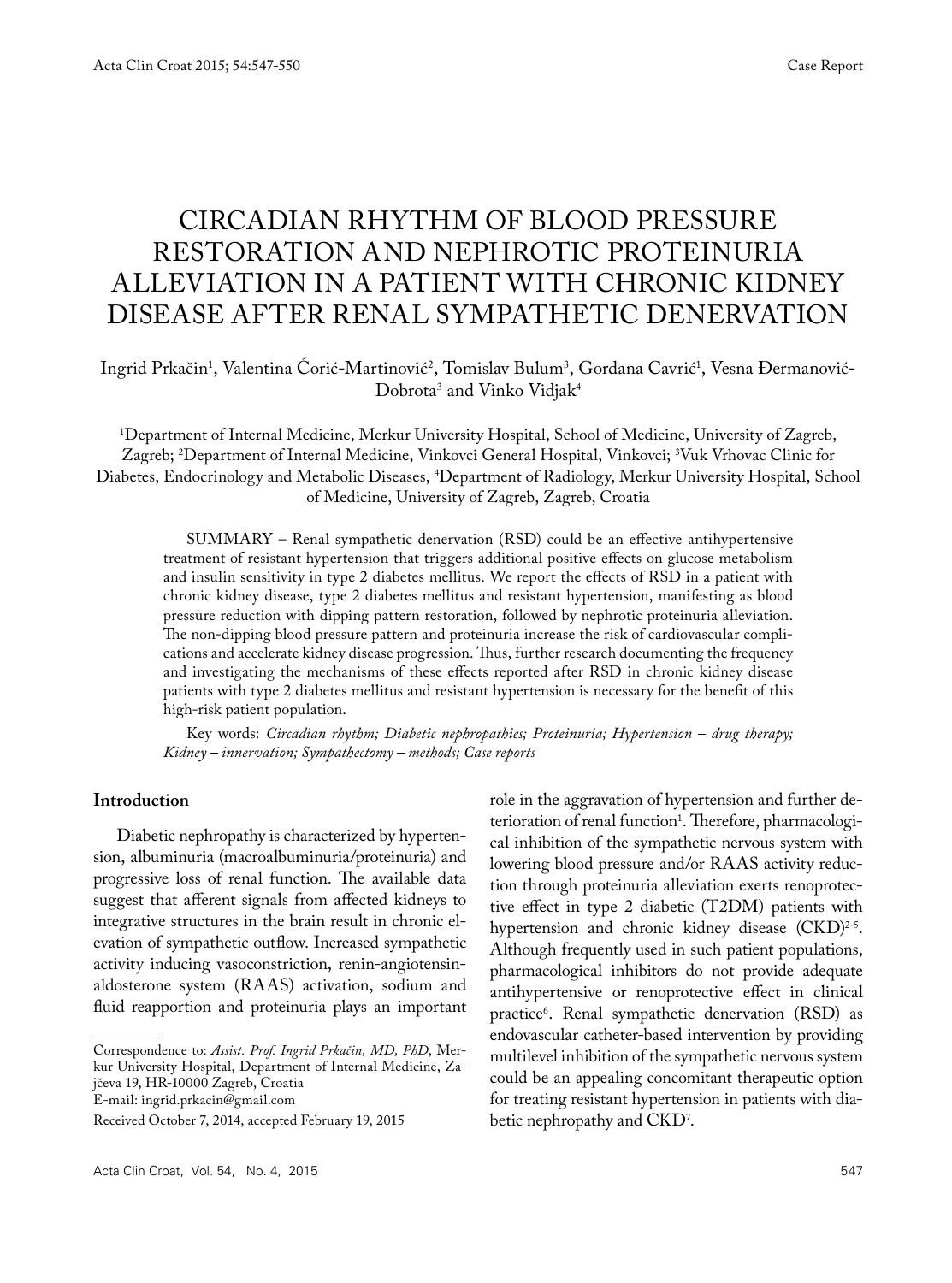Case Report

# CIRCADIAN RHYTHM OF BLOOD PRESSURE RESTORATION AND NEPHROTIC PROTEINURIA ALLEVIATION IN A PATIENT WITH CHRONIC KIDNEY DISEASE AFTER RENAL SYMPATHETIC DENERVATION

Ingrid Prkačin[1], Valentina Ćorić-Martinović[2], Tomislav Bulum[3], Gordana Cavrić[1], Vesna Đermanović-Dobrota[3] and Vinko Vidjak[4]

[1]Department of Internal Medicine, Merkur University Hospital, School of Medicine, University of Zagreb, Zagreb; [2]Department of Internal Medicine, Vinkovci General Hospital, Vinkovci; [3]Vuk Vrhovac Clinic for Diabetes, Endocrinology and Metabolic Diseases, [4]Department of Radiology, Merkur University Hospital, School of Medicine, University of Zagreb, Zagreb, Croatia

SUMMARY – Renal sympathetic denervation (RSD) could be an effective antihypertensive treatment of resistant hypertension that triggers additional positive effects on glucose metabolism and insulin sensitivity in type 2 diabetes mellitus. We report the effects of RSD in a patient with chronic kidney disease, type 2 diabetes mellitus and resistant hypertension, manifesting as blood pressure reduction with dipping pattern restoration, followed by nephrotic proteinuria alleviation. The non-dipping blood pressure pattern and proteinuria increase the risk of cardiovascular complications and accelerate kidney disease progression. Thus, further research documenting the frequency and investigating the mechanisms of these effects reported after RSD in chronic kidney disease patients with type 2 diabetes mellitus and resistant hypertension is necessary for the benefit of this high-risk patient population.

Key words: *Circadian rhythm; Diabetic nephropathies; Proteinuria; Hypertension – drug therapy; Kidney – innervation; Sympathectomy – methods; Case reports*

## Introduction

Diabetic nephropathy is characterized by hypertension, albuminuria (macroalbuminuria/proteinuria) and progressive loss of renal function. The available data suggest that afferent signals from affected kidneys to integrative structures in the brain result in chronic elevation of sympathetic outflow. Increased sympathetic activity inducing vasoconstriction, renin-angiotensin-aldosterone system (RAAS) activation, sodium and fluid reapportion and proteinuria plays an important role in the aggravation of hypertension and further deterioration of renal function[1]. Therefore, pharmacological inhibition of the sympathetic nervous system with lowering blood pressure and/or RAAS activity reduction through proteinuria alleviation exerts renoprotective effect in type 2 diabetic (T2DM) patients with hypertension and chronic kidney disease (CKD)[2-5]. Although frequently used in such patient populations, pharmacological inhibitors do not provide adequate antihypertensive or renoprotective effect in clinical practice[6]. Renal sympathetic denervation (RSD) as endovascular catheter-based intervention by providing multilevel inhibition of the sympathetic nervous system could be an appealing concomitant therapeutic option for treating resistant hypertension in patients with diabetic nephropathy and CKD[7].

Correspondence to: *Assist. Prof. Ingrid Prkačin, MD, PhD*, Merkur University Hospital, Department of Internal Medicine, Zajčeva 19, HR-10000 Zagreb, Croatia
E-mail: ingrid.prkacin@gmail.com

Received October 7, 2014, accepted February 19, 2015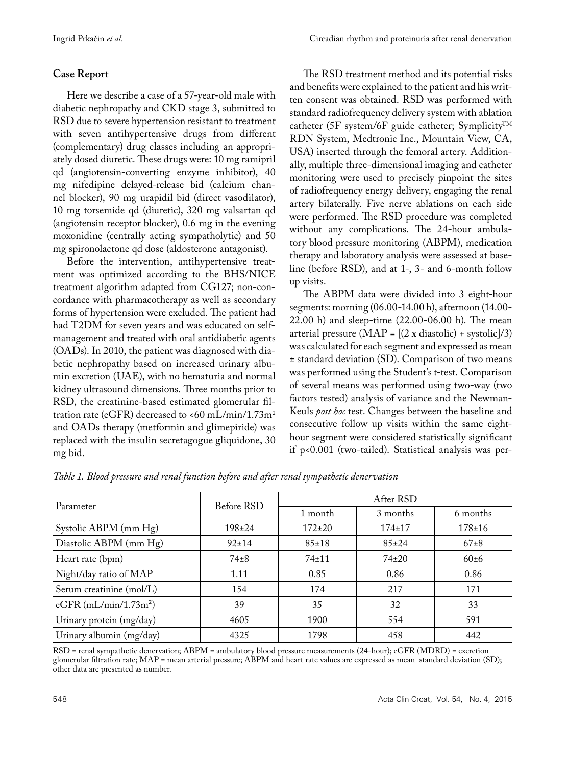## Case Report

Here we describe a case of a 57-year-old male with diabetic nephropathy and CKD stage 3, submitted to RSD due to severe hypertension resistant to treatment with seven antihypertensive drugs from different (complementary) drug classes including an appropriately dosed diuretic. These drugs were: 10 mg ramipril qd (angiotensin-converting enzyme inhibitor), 40 mg nifedipine delayed-release bid (calcium channel blocker), 90 mg urapidil bid (direct vasodilator), 10 mg torsemide qd (diuretic), 320 mg valsartan qd (angiotensin receptor blocker), 0.6 mg in the evening moxonidine (centrally acting sympatholytic) and 50 mg spironolactone qd dose (aldosterone antagonist).

Before the intervention, antihypertensive treatment was optimized according to the BHS/NICE treatment algorithm adapted from CG127; non-concordance with pharmacotherapy as well as secondary forms of hypertension were excluded. The patient had had T2DM for seven years and was educated on self-management and treated with oral antidiabetic agents (OADs). In 2010, the patient was diagnosed with diabetic nephropathy based on increased urinary albumin excretion (UAE), with no hematuria and normal kidney ultrasound dimensions. Three months prior to RSD, the creatinine-based estimated glomerular filtration rate (eGFR) decreased to <60 mL/min/1.73m$^2$ and OADs therapy (metformin and glimepiride) was replaced with the insulin secretagogue gliquidone, 30 mg bid.

The RSD treatment method and its potential risks and benefits were explained to the patient and his written consent was obtained. RSD was performed with standard radiofrequency delivery system with ablation catheter (5F system/6F guide catheter; Symplicity™ RDN System, Medtronic Inc., Mountain View, CA, USA) inserted through the femoral artery. Additionally, multiple three-dimensional imaging and catheter monitoring were used to precisely pinpoint the sites of radiofrequency energy delivery, engaging the renal artery bilaterally. Five nerve ablations on each side were performed. The RSD procedure was completed without any complications. The 24-hour ambulatory blood pressure monitoring (ABPM), medication therapy and laboratory analysis were assessed at baseline (before RSD), and at 1-, 3- and 6-month follow up visits.

The ABPM data were divided into 3 eight-hour segments: morning (06.00-14.00 h), afternoon (14.00-22.00 h) and sleep-time (22.00-06.00 h). The mean arterial pressure (MAP = [(2 x diastolic) + systolic]/3) was calculated for each segment and expressed as mean ± standard deviation (SD). Comparison of two means was performed using the Student's t-test. Comparison of several means was performed using two-way (two factors tested) analysis of variance and the Newman-Keuls *post hoc* test. Changes between the baseline and consecutive follow up visits within the same eight-hour segment were considered statistically significant if $p<0.001$ (two-tailed). Statistical analysis was per-

*Table 1. Blood pressure and renal function before and after renal sympathetic denervation*

| Parameter | Before RSD | After RSD | | |
|---|---|---|---|---|
| | | 1 month | 3 months | 6 months |
| Systolic ABPM (mm Hg) | 198±24 | 172±20 | 174±17 | 178±16 |
| Diastolic ABPM (mm Hg) | 92±14 | 85±18 | 85±24 | 67±8 |
| Heart rate (bpm) | 74±8 | 74±11 | 74±20 | 60±6 |
| Night/day ratio of MAP | 1.11 | 0.85 | 0.86 | 0.86 |
| Serum creatinine (mol/L) | 154 | 174 | 217 | 171 |
| eGFR (mL/min/1.73m$^2$) | 39 | 35 | 32 | 33 |
| Urinary protein (mg/day) | 4605 | 1900 | 554 | 591 |
| Urinary albumin (mg/day) | 4325 | 1798 | 458 | 442 |

RSD = renal sympathetic denervation; ABPM = ambulatory blood pressure measurements (24-hour); eGFR (MDRD) = excretion glomerular filtration rate; MAP = mean arterial pressure; ABPM and heart rate values are expressed as mean standard deviation (SD); other data are presented as number.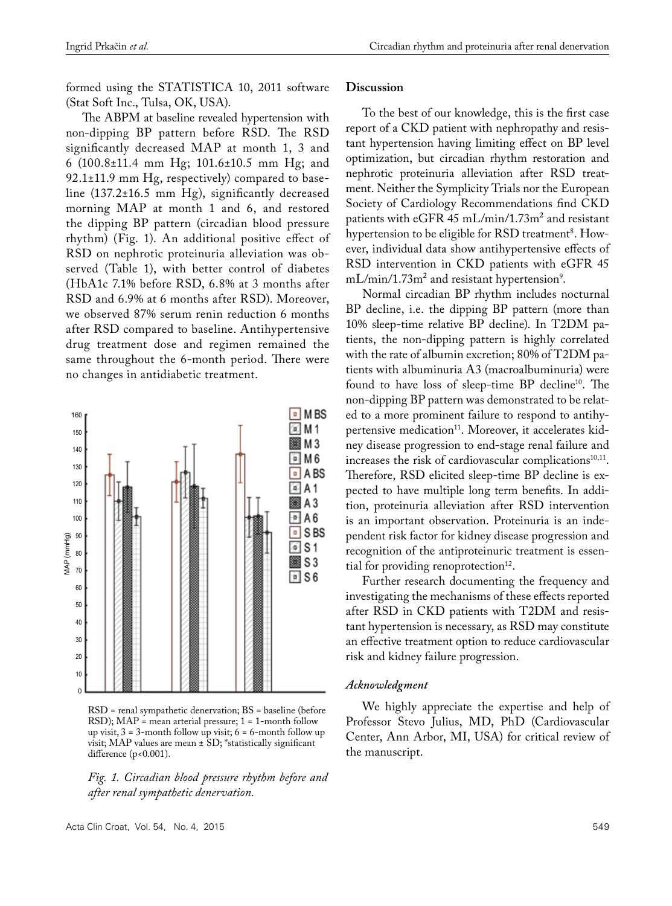formed using the STATISTICA 10, 2011 software (Stat Soft Inc., Tulsa, OK, USA).

The ABPM at baseline revealed hypertension with non-dipping BP pattern before RSD. The RSD significantly decreased MAP at month 1, 3 and 6 (100.8±11.4 mm Hg; 101.6±10.5 mm Hg; and 92.1±11.9 mm Hg, respectively) compared to baseline (137.2±16.5 mm Hg), significantly decreased morning MAP at month 1 and 6, and restored the dipping BP pattern (circadian blood pressure rhythm) (Fig. 1). An additional positive effect of RSD on nephrotic proteinuria alleviation was observed (Table 1), with better control of diabetes (HbA1c 7.1% before RSD, 6.8% at 3 months after RSD and 6.9% at 6 months after RSD). Moreover, we observed 87% serum renin reduction 6 months after RSD compared to baseline. Antihypertensive drug treatment dose and regimen remained the same throughout the 6-month period. There were no changes in antidiabetic treatment.

RSD = renal sympathetic denervation; BS = baseline (before RSD); MAP = mean arterial pressure; 1 = 1-month follow up visit, 3 = 3-month follow up visit; 6 = 6-month follow up visit; MAP values are mean ± SD; *statistically significant difference (p<0.001).

*Fig. 1. Circadian blood pressure rhythm before and after renal sympathetic denervation.*

## Discussion

To the best of our knowledge, this is the first case report of a CKD patient with nephropathy and resistant hypertension having limiting effect on BP level optimization, but circadian rhythm restoration and nephrotic proteinuria alleviation after RSD treatment. Neither the Symplicity Trials nor the European Society of Cardiology Recommendations find CKD patients with eGFR 45 mL/min/1.73m$^2$ and resistant hypertension to be eligible for RSD treatment[8]. However, individual data show antihypertensive effects of RSD intervention in CKD patients with eGFR 45 mL/min/1.73m$^2$ and resistant hypertension[9].

Normal circadian BP rhythm includes nocturnal BP decline, i.e. the dipping BP pattern (more than 10% sleep-time relative BP decline). In T2DM patients, the non-dipping pattern is highly correlated with the rate of albumin excretion; 80% of T2DM patients with albuminuria A3 (macroalbuminuria) were found to have loss of sleep-time BP decline[10]. The non-dipping BP pattern was demonstrated to be related to a more prominent failure to respond to antihypertensive medication[11]. Moreover, it accelerates kidney disease progression to end-stage renal failure and increases the risk of cardiovascular complications[10,11]. Therefore, RSD elicited sleep-time BP decline is expected to have multiple long term benefits. In addition, proteinuria alleviation after RSD intervention is an important observation. Proteinuria is an independent risk factor for kidney disease progression and recognition of the antiproteinuric treatment is essential for providing renoprotection[12].

Further research documenting the frequency and investigating the mechanisms of these effects reported after RSD in CKD patients with T2DM and resistant hypertension is necessary, as RSD may constitute an effective treatment option to reduce cardiovascular risk and kidney failure progression.

### *Acknowledgment*

We highly appreciate the expertise and help of Professor Stevo Julius, MD, PhD (Cardiovascular Center, Ann Arbor, MI, USA) for critical review of the manuscript.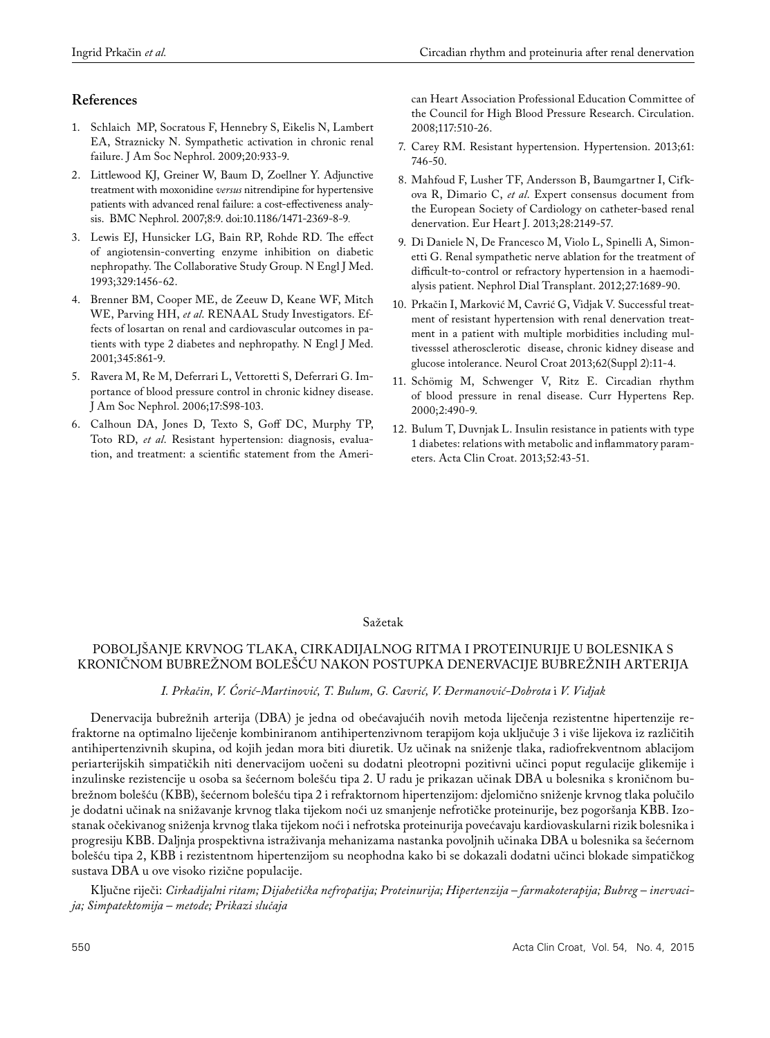## References

1. Schlaich MP, Socratous F, Hennebry S, Eikelis N, Lambert EA, Straznicky N. Sympathetic activation in chronic renal failure. J Am Soc Nephrol. 2009;20:933-9.
2. Littlewood KJ, Greiner W, Baum D, Zoellner Y. Adjunctive treatment with moxonidine *versus* nitrendipine for hypertensive patients with advanced renal failure: a cost-effectiveness analysis. BMC Nephrol. 2007;8:9. doi:10.1186/1471-2369-8-9.
3. Lewis EJ, Hunsicker LG, Bain RP, Rohde RD. The effect of angiotensin-converting enzyme inhibition on diabetic nephropathy. The Collaborative Study Group. N Engl J Med. 1993;329:1456-62.
4. Brenner BM, Cooper ME, de Zeeuw D, Keane WF, Mitch WE, Parving HH, *et al*. RENAAL Study Investigators. Effects of losartan on renal and cardiovascular outcomes in patients with type 2 diabetes and nephropathy. N Engl J Med. 2001;345:861-9.
5. Ravera M, Re M, Deferrari L, Vettoretti S, Deferrari G. Importance of blood pressure control in chronic kidney disease. J Am Soc Nephrol. 2006;17:S98-103.
6. Calhoun DA, Jones D, Texto S, Goff DC, Murphy TP, Toto RD, *et al*. Resistant hypertension: diagnosis, evaluation, and treatment: a scientific statement from the American Heart Association Professional Education Committee of the Council for High Blood Pressure Research. Circulation. 2008;117:510-26.
7. Carey RM. Resistant hypertension. Hypertension. 2013;61: 746-50.
8. Mahfoud F, Lusher TF, Andersson B, Baumgartner I, Cifkova R, Dimario C, *et al*. Expert consensus document from the European Society of Cardiology on catheter-based renal denervation. Eur Heart J. 2013;28:2149-57.
9. Di Daniele N, De Francesco M, Violo L, Spinelli A, Simonetti G. Renal sympathetic nerve ablation for the treatment of difficult-to-control or refractory hypertension in a haemodialysis patient. Nephrol Dial Transplant. 2012;27:1689-90.
10. Prkačin I, Marković M, Cavrić G, Vidjak V. Successful treatment of resistant hypertension with renal denervation treatment in a patient with multiple morbidities including multivesssel atherosclerotic disease, chronic kidney disease and glucose intolerance. Neurol Croat 2013;62(Suppl 2):11-4.
11. Schömig M, Schwenger V, Ritz E. Circadian rhythm of blood pressure in renal disease. Curr Hypertens Rep. 2000;2:490-9.
12. Bulum T, Duvnjak L. Insulin resistance in patients with type 1 diabetes: relations with metabolic and inflammatory parameters. Acta Clin Croat. 2013;52:43-51.

Sažetak

### POBOLJŠANJE KRVNOG TLAKA, CIRKADIJALNOG RITMA I PROTEINURIJE U BOLESNIKA S KRONIČNOM BUBREŽNOM BOLEŠĆU NAKON POSTUPKA DENERVACIJE BUBREŽNIH ARTERIJA

*I. Prkačin, V. Ćorić-Martinović, T. Bulum, G. Cavrić, V. Đermanović-Dobrota* i *V. Vidjak*

Denervacija bubrežnih arterija (DBA) je jedna od obećavajućih novih metoda liječenja rezistentne hipertenzije refraktorne na optimalno liječenje kombiniranom antihipertenzivnom terapijom koja uključuje 3 i više lijekova iz različitih antihipertenzivnih skupina, od kojih jedan mora biti diuretik. Uz učinak na sniženje tlaka, radiofrekventnom ablacijom periarterijskih simpatičkih niti denervacijom uočeni su dodatni pleotropni pozitivni učinci poput regulacije glikemije i inzulinske rezistencije u osoba sa šećernom bolešću tipa 2. U radu je prikazan učinak DBA u bolesnika s kroničnom bubrežnom bolešću (KBB), šećernom bolešću tipa 2 i refraktornom hipertenzijom: djelomično sniženje krvnog tlaka polučilo je dodatni učinak na snižavanje krvnog tlaka tijekom noći uz smanjenje nefrotičke proteinurije, bez pogoršanja KBB. Izostanak očekivanog sniženja krvnog tlaka tijekom noći i nefrotska proteinurija povećavaju kardiovaskularni rizik bolesnika i progresiju KBB. Daljnja prospektivna istraživanja mehanizama nastanka povoljnih učinaka DBA u bolesnika sa šećernom bolešću tipa 2, KBB i rezistentnom hipertenzijom su neophodna kako bi se dokazali dodatni učinci blokade simpatičkog sustava DBA u ove visoko rizične populacije.

Ključne riječi: *Cirkadijalni ritam; Dijabetička nefropatija; Proteinurija; Hipertenzija – farmakoterapija; Bubreg – inervacija; Simpatektomija – metode; Prikazi slučaja*